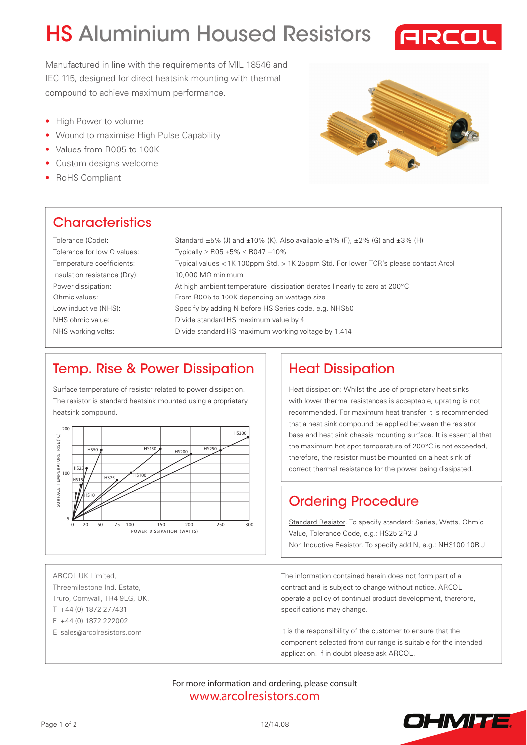# HS Aluminium Housed Resistors

Manufactured in line with the requirements of MIL 18546 and IEC 115, designed for direct heatsink mounting with thermal compound to achieve maximum performance.

- High Power to volume
- Wound to maximise High Pulse Capability
- Values from R005 to 100K
- Custom designs welcome
- RoHS Compliant

## Characteristics

| | |
|---|---|
| Tolerance (Code): | Standard ±5% (J) and ±10% (K). Also available ±1% (F), ±2% (G) and ±3% (H) |
| Tolerance for low Ω values: | Typically ≥ R05 ±5% ≤ R047 ±10% |
| Temperature coefficients: | Typical values < 1K 100ppm Std. > 1K 25ppm Std. For lower TCR's please contact Arcol |
| Insulation resistance (Dry): | 10,000 MΩ minimum |
| Power dissipation: | At high ambient temperature dissipation derates linearly to zero at 200°C |
| Ohmic values: | From R005 to 100K depending on wattage size |
| Low inductive (NHS): | Specify by adding N before HS Series code, e.g. NHS50 |
| NHS ohmic value: | Divide standard HS maximum value by 4 |
| NHS working volts: | Divide standard HS maximum working voltage by 1.414 |

## Temp. Rise & Power Dissipation

Surface temperature of resistor related to power dissipation. The resistor is standard heatsink mounted using a proprietary heatsink compound.

## Heat Dissipation

Heat dissipation: Whilst the use of proprietary heat sinks with lower thermal resistances is acceptable, uprating is not recommended. For maximum heat transfer it is recommended that a heat sink compound be applied between the resistor base and heat sink chassis mounting surface. It is essential that the maximum hot spot temperature of 200°C is not exceeded, therefore, the resistor must be mounted on a heat sink of correct thermal resistance for the power being dissipated.

## Ordering Procedure

Standard Resistor. To specify standard: Series, Watts, Ohmic Value, Tolerance Code, e.g.: HS25 2R2 J

Non Inductive Resistor. To specify add N, e.g.: NHS100 10R J

ARCOL UK Limited,
Threemilestone Ind. Estate,
Truro, Cornwall, TR4 9LG, UK.
T +44 (0) 1872 277431
F +44 (0) 1872 222002
E sales@arcolresistors.com

The information contained herein does not form part of a contract and is subject to change without notice. ARCOL operate a policy of continual product development, therefore, specifications may change.

It is the responsibility of the customer to ensure that the component selected from our range is suitable for the intended application. If in doubt please ask ARCOL.

For more information and ordering, please consult
www.arcolresistors.com

12/14.08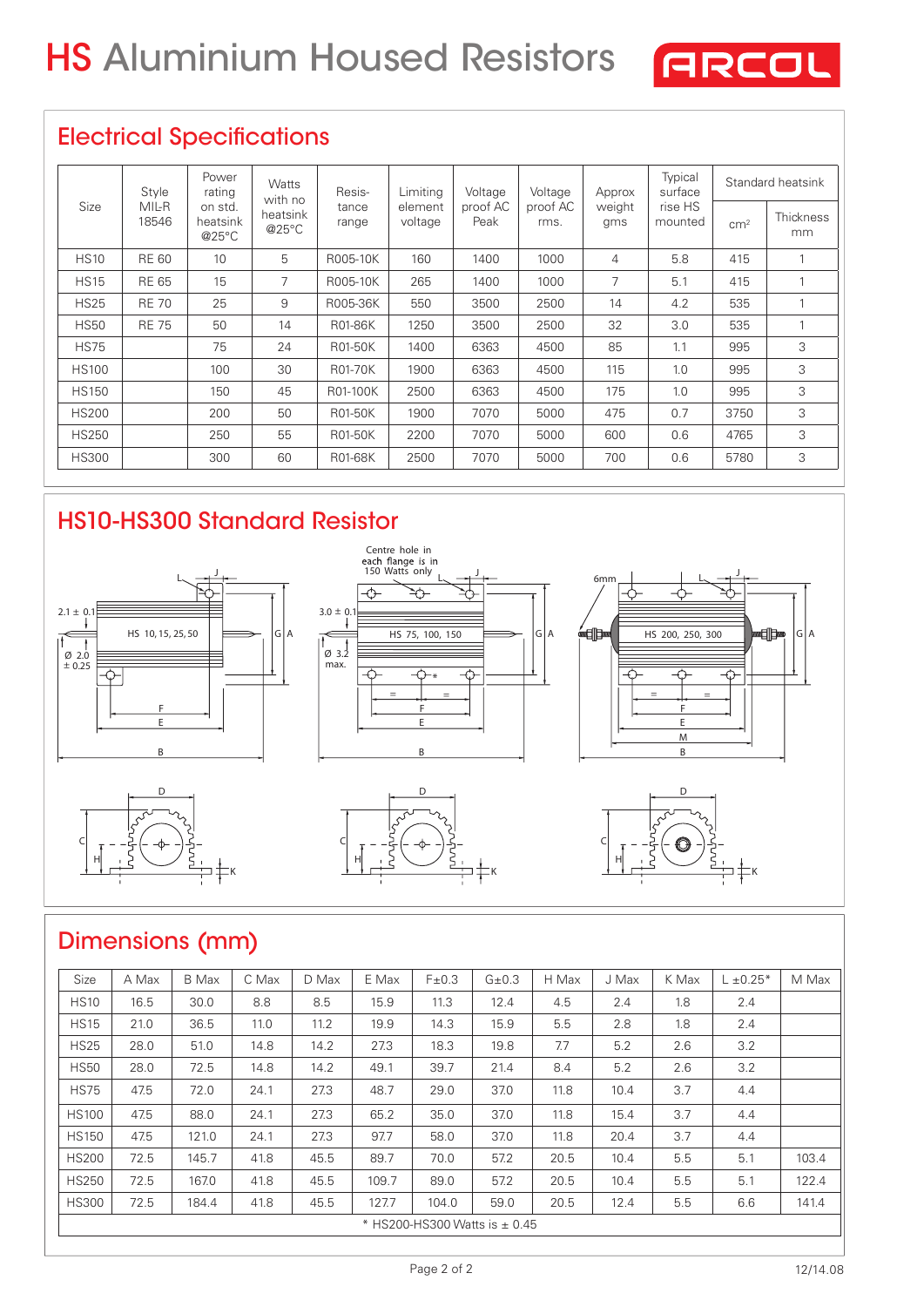# HS Aluminium Housed Resistors

ARCOL

## Electrical Specifications

| Size | Style MIL-R 18546 | Power rating on std. heatsink @25°C | Watts with no heatsink @25°C | Resistance range | Limiting element voltage | Voltage proof AC Peak | Voltage proof AC rms. | Approx weight gms | Typical surface rise HS mounted | Standard heatsink | |
|---|---|---|---|---|---|---|---|---|---|---|---|
| | | | | | | | | | | cm² | Thickness mm |
| HS10 | RE 60 | 10 | 5 | R005-10K | 160 | 1400 | 1000 | 4 | 5.8 | 415 | 1 |
| HS15 | RE 65 | 15 | 7 | R005-10K | 265 | 1400 | 1000 | 7 | 5.1 | 415 | 1 |
| HS25 | RE 70 | 25 | 9 | R005-36K | 550 | 3500 | 2500 | 14 | 4.2 | 535 | 1 |
| HS50 | RE 75 | 50 | 14 | R01-86K | 1250 | 3500 | 2500 | 32 | 3.0 | 535 | 1 |
| HS75 | | 75 | 24 | R01-50K | 1400 | 6363 | 4500 | 85 | 1.1 | 995 | 3 |
| HS100 | | 100 | 30 | R01-70K | 1900 | 6363 | 4500 | 115 | 1.0 | 995 | 3 |
| HS150 | | 150 | 45 | R01-100K | 2500 | 6363 | 4500 | 175 | 1.0 | 995 | 3 |
| HS200 | | 200 | 50 | R01-50K | 1900 | 7070 | 5000 | 475 | 0.7 | 3750 | 3 |
| HS250 | | 250 | 55 | R01-50K | 2200 | 7070 | 5000 | 600 | 0.6 | 4765 | 3 |
| HS300 | | 300 | 60 | R01-68K | 2500 | 7070 | 5000 | 700 | 0.6 | 5780 | 3 |

## HS10-HS300 Standard Resistor

HS 10, 15, 25, 50
2.1 ± 0.1
Ø 2.0 ± 0.25
L J G A F E B D C H K

Centre hole in each flange is in 150 Watts only
HS 75, 100, 150
3.0 ± 0.1
Ø 3.2 max.
L J G A F E B D C H K

6mm
HS 200, 250, 300
L J G A F E M B D C H K

## Dimensions (mm)

| Size | A Max | B Max | C Max | D Max | E Max | F±0.3 | G±0.3 | H Max | J Max | K Max | L ±0.25* | M Max |
|---|---|---|---|---|---|---|---|---|---|---|---|---|
| HS10 | 16.5 | 30.0 | 8.8 | 8.5 | 15.9 | 11.3 | 12.4 | 4.5 | 2.4 | 1.8 | 2.4 | |
| HS15 | 21.0 | 36.5 | 11.0 | 11.2 | 19.9 | 14.3 | 15.9 | 5.5 | 2.8 | 1.8 | 2.4 | |
| HS25 | 28.0 | 51.0 | 14.8 | 14.2 | 27.3 | 18.3 | 19.8 | 7.7 | 5.2 | 2.6 | 3.2 | |
| HS50 | 28.0 | 72.5 | 14.8 | 14.2 | 49.1 | 39.7 | 21.4 | 8.4 | 5.2 | 2.6 | 3.2 | |
| HS75 | 47.5 | 72.0 | 24.1 | 27.3 | 48.7 | 29.0 | 37.0 | 11.8 | 10.4 | 3.7 | 4.4 | |
| HS100 | 47.5 | 88.0 | 24.1 | 27.3 | 65.2 | 35.0 | 37.0 | 11.8 | 15.4 | 3.7 | 4.4 | |
| HS150 | 47.5 | 121.0 | 24.1 | 27.3 | 97.7 | 58.0 | 37.0 | 11.8 | 20.4 | 3.7 | 4.4 | |
| HS200 | 72.5 | 145.7 | 41.8 | 45.5 | 89.7 | 70.0 | 57.2 | 20.5 | 10.4 | 5.5 | 5.1 | 103.4 |
| HS250 | 72.5 | 167.0 | 41.8 | 45.5 | 109.7 | 89.0 | 57.2 | 20.5 | 10.4 | 5.5 | 5.1 | 122.4 |
| HS300 | 72.5 | 184.4 | 41.8 | 45.5 | 127.7 | 104.0 | 59.0 | 20.5 | 12.4 | 5.5 | 6.6 | 141.4 |

* HS200-HS300 Watts is ± 0.45

12/14.08